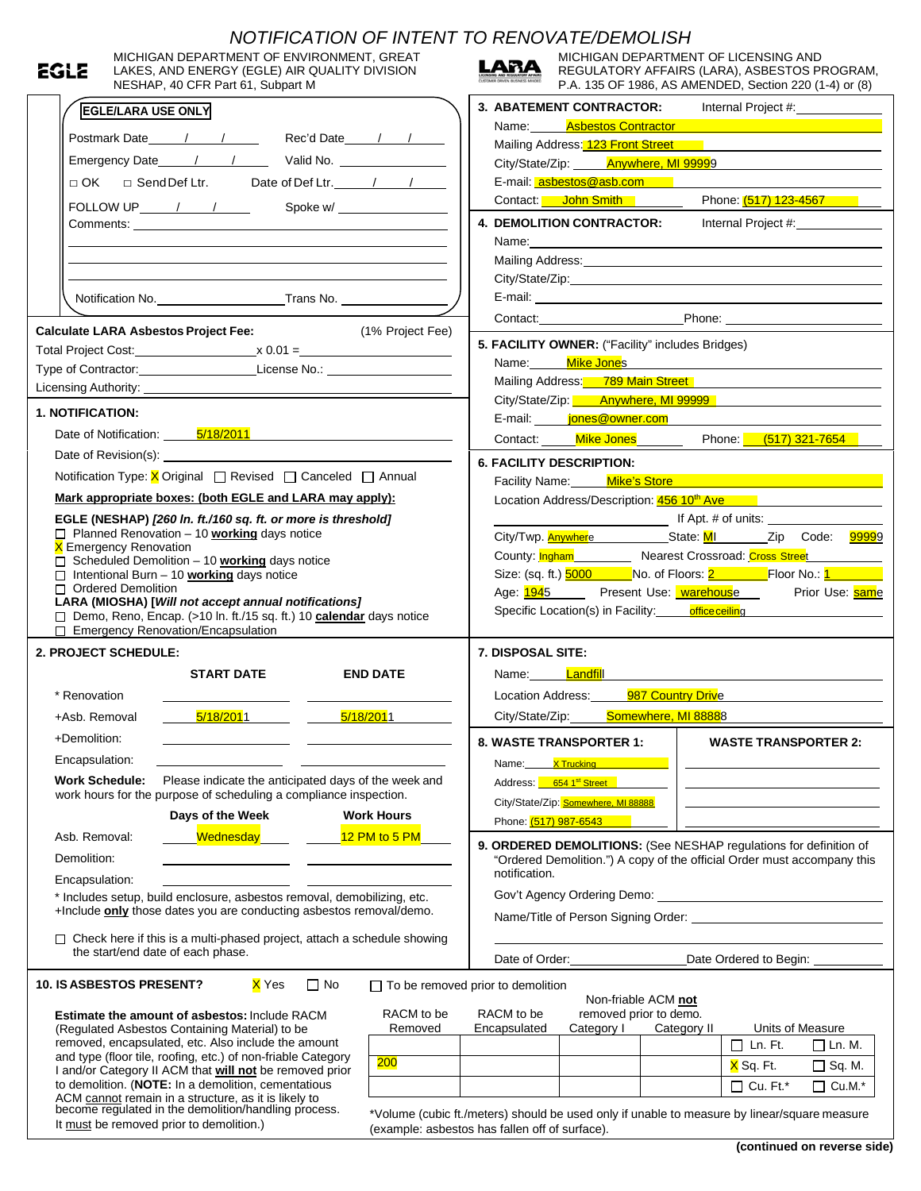# NOTIFICATION OF INTENT TO RENOVATE/DEMOLISH

EGLE — MICHIGAN DEPARTMENT OF ENVIRONMENT, GREAT LAKES, AND ENERGY (EGLE) AIR QUALITY DIVISION NESHAP, 40 CFR Part 61, Subpart M

LARA — MICHIGAN DEPARTMENT OF LICENSING AND REGULATORY AFFAIRS (LARA), ASBESTOS PROGRAM, P.A. 135 OF 1986, AS AMENDED, Section 220 (1-4) or (8)

**EGLE/LARA USE ONLY**

Postmark Date \_\_\_/\_\_\_/\_\_\_ Rec'd Date \_\_\_/\_\_\_/\_\_\_

Emergency Date \_\_\_/\_\_\_/\_\_\_ Valid No. \_\_\_\_\_\_

□ OK □ Send Def Ltr. Date of Def Ltr. \_\_\_/\_\_\_/\_\_\_

FOLLOW UP \_\_\_/\_\_\_/\_\_\_ Spoke w/ \_\_\_\_\_\_

Comments:

Notification No. \_\_\_\_\_\_ Trans No. \_\_\_\_\_\_

**Calculate LARA Asbestos Project Fee:** (1% Project Fee)

Total Project Cost: \_\_\_\_\_\_ x 0.01 = \_\_\_\_\_\_

Type of Contractor: \_\_\_\_\_\_ License No.: \_\_\_\_\_\_

Licensing Authority: \_\_\_\_\_\_

## 1. NOTIFICATION:

Date of Notification: 5/18/2011

Date of Revision(s):

Notification Type: ☒ Original ☐ Revised ☐ Canceled ☐ Annual

**Mark appropriate boxes: (both EGLE and LARA may apply):**

**EGLE (NESHAP) *[260 ln. ft./160 sq. ft. or more is threshold]***

- ☐ Planned Renovation – 10 **working** days notice
- ☒ Emergency Renovation
- ☐ Scheduled Demolition – 10 **working** days notice
- ☐ Intentional Burn – 10 **working** days notice
- ☐ Ordered Demolition

**LARA (MIOSHA) *[Will not accept annual notifications]***

- ☐ Demo, Reno, Encap. (>10 ln. ft./15 sq. ft.) 10 **calendar** days notice
- ☐ Emergency Renovation/Encapsulation

## 2. PROJECT SCHEDULE:

| | START DATE | END DATE |
|---|---|---|
| * Renovation | | |
| +Asb. Removal | 5/18/2011 | 5/18/2011 |
| +Demolition: | | |
| Encapsulation: | | |

**Work Schedule:** Please indicate the anticipated days of the week and work hours for the purpose of scheduling a compliance inspection.

| | Days of the Week | Work Hours |
|---|---|---|
| Asb. Removal: | Wednesday | 12 PM to 5 PM |
| Demolition: | | |
| Encapsulation: | | |

\* Includes setup, build enclosure, asbestos removal, demobilizing, etc.
+Include **only** those dates you are conducting asbestos removal/demo.

☐ Check here if this is a multi-phased project, attach a schedule showing the start/end date of each phase.

## 3. ABATEMENT CONTRACTOR:

Internal Project #:

Name: Asbestos Contractor

Mailing Address: 123 Front Street

City/State/Zip: Anywhere, MI 99999

E-mail: asbestos@asb.com

Contact: John Smith Phone: (517) 123-4567

## 4. DEMOLITION CONTRACTOR:

Internal Project #:

Name:

Mailing Address:

City/State/Zip:

E-mail:

Contact: Phone:

## 5. FACILITY OWNER: ("Facility" includes Bridges)

Name: Mike Jones

Mailing Address: 789 Main Street

City/State/Zip: Anywhere, MI 99999

E-mail: jones@owner.com

Contact: Mike Jones Phone: (517) 321-7654

## 6. FACILITY DESCRIPTION:

Facility Name: Mike's Store

Location Address/Description: 456 10th Ave

If Apt. # of units:

City/Twp. Anywhere State: MI Zip Code: 99999

County: Ingham Nearest Crossroad: Cross Street

Size: (sq. ft.) 5000 No. of Floors: 2 Floor No.: 1

Age: 1945 Present Use: warehouse Prior Use: same

Specific Location(s) in Facility: office ceiling

## 7. DISPOSAL SITE:

Name: Landfill

Location Address: 987 Country Drive

City/State/Zip: Somewhere, MI 88888

## 8. WASTE TRANSPORTER 1:

Name: X Trucking

Address: 654 1st Street

City/State/Zip: Somewhere, MI 88888

Phone: (517) 987-6543

## WASTE TRANSPORTER 2:

Name:

Address:

City/State/Zip:

Phone:

## 9. ORDERED DEMOLITIONS:

(See NESHAP regulations for definition of "Ordered Demolition.") A copy of the official Order must accompany this notification.

Gov't Agency Ordering Demo:

Name/Title of Person Signing Order:

Date of Order: Date Ordered to Begin:

## 10. IS ASBESTOS PRESENT?

☒ Yes ☐ No ☐ To be removed prior to demolition

**Estimate the amount of asbestos:** Include RACM (Regulated Asbestos Containing Material) to be removed, encapsulated, etc. Also include the amount and type (floor tile, roofing, etc.) of non-friable Category I and/or Category II ACM that **will not** be removed prior to demolition. (**NOTE:** In a demolition, cementatious ACM cannot remain in a structure, as it is likely to become regulated in the demolition/handling process. It must be removed prior to demolition.)

| RACM to be Removed | RACM to be Encapsulated | Non-friable ACM **not** removed prior to demo. Category I | Category II | Units of Measure | |
|---|---|---|---|---|---|
| | | | | ☐ Ln. Ft. | ☐ Ln. M. |
| 200 | | | | ☒ Sq. Ft. | ☐ Sq. M. |
| | | | | ☐ Cu. Ft.* | ☐ Cu.M.* |

\*Volume (cubic ft./meters) should be used only if unable to measure by linear/square measure (example: asbestos has fallen off of surface).

**(continued on reverse side)**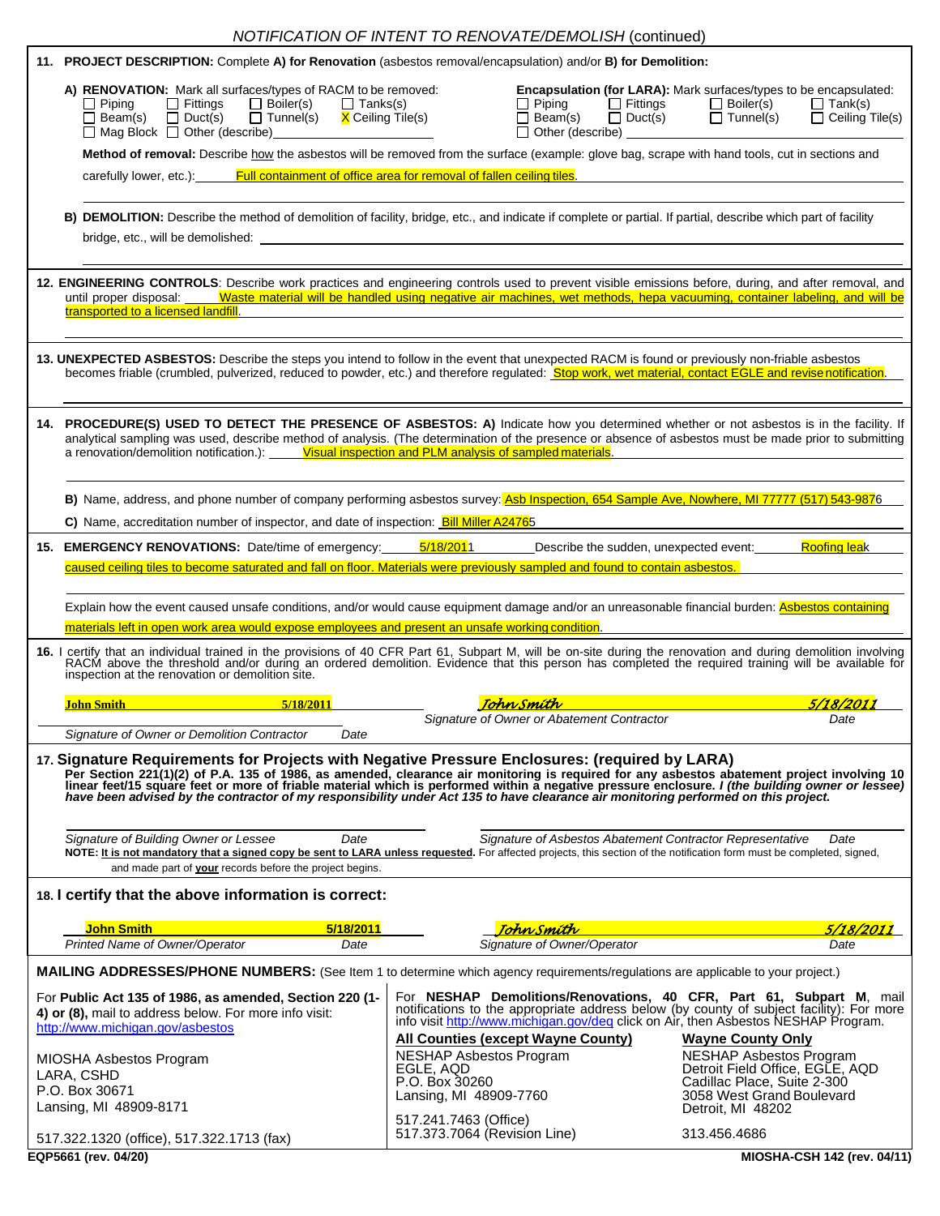*NOTIFICATION OF INTENT TO RENOVATE/DEMOLISH* (continued)

**11. PROJECT DESCRIPTION:** Complete **A) for Renovation** (asbestos removal/encapsulation) and/or **B) for Demolition:**

**A) RENOVATION:** Mark all surfaces/types of RACM to be removed:
☐ Piping ☐ Fittings ☐ Boiler(s) ☐ Tanks(s)
☐ Beam(s) ☐ Duct(s) ☐ Tunnel(s) X Ceiling Tile(s)
☐ Mag Block ☐ Other (describe)

**Encapsulation (for LARA):** Mark surfaces/types to be encapsulated:
☐ Piping ☐ Fittings ☐ Boiler(s) ☐ Tank(s)
☐ Beam(s) ☐ Duct(s) ☐ Tunnel(s) ☐ Ceiling Tile(s)
☐ Other (describe)

**Method of removal:** Describe how the asbestos will be removed from the surface (example: glove bag, scrape with hand tools, cut in sections and carefully lower, etc.): Full containment of office area for removal of fallen ceiling tiles.

**B) DEMOLITION:** Describe the method of demolition of facility, bridge, etc., and indicate if complete or partial. If partial, describe which part of facility bridge, etc., will be demolished:

**12. ENGINEERING CONTROLS**: Describe work practices and engineering controls used to prevent visible emissions before, during, and after removal, and until proper disposal: Waste material will be handled using negative air machines, wet methods, hepa vacuuming, container labeling, and will be transported to a licensed landfill.

**13. UNEXPECTED ASBESTOS:** Describe the steps you intend to follow in the event that unexpected RACM is found or previously non-friable asbestos becomes friable (crumbled, pulverized, reduced to powder, etc.) and therefore regulated: Stop work, wet material, contact EGLE and revise notification.

**14. PROCEDURE(S) USED TO DETECT THE PRESENCE OF ASBESTOS: A)** Indicate how you determined whether or not asbestos is in the facility. If analytical sampling was used, describe method of analysis. (The determination of the presence or absence of asbestos must be made prior to submitting a renovation/demolition notification.): Visual inspection and PLM analysis of sampled materials.

**B)** Name, address, and phone number of company performing asbestos survey: Asb Inspection, 654 Sample Ave, Nowhere, MI 77777 (517) 543-9876

**C)** Name, accreditation number of inspector, and date of inspection: Bill Miller A24765

**15. EMERGENCY RENOVATIONS:** Date/time of emergency: 5/18/2011 Describe the sudden, unexpected event: Roofing leak caused ceiling tiles to become saturated and fall on floor. Materials were previously sampled and found to contain asbestos.

Explain how the event caused unsafe conditions, and/or would cause equipment damage and/or an unreasonable financial burden: Asbestos containing materials left in open work area would expose employees and present an unsafe working condition.

**16.** I certify that an individual trained in the provisions of 40 CFR Part 61, Subpart M, will be on-site during the renovation and during demolition involving RACM above the threshold and/or during an ordered demolition. Evidence that this person has completed the required training will be available for inspection at the renovation or demolition site.

**John Smith** 5/18/2011 — *Signature of Owner or Demolition Contractor* / *Date*

*John Smith* *5/18/2011* — *Signature of Owner or Abatement Contractor* / *Date*

**17. Signature Requirements for Projects with Negative Pressure Enclosures: (required by LARA)**

**Per Section 221(1)(2) of P.A. 135 of 1986, as amended, clearance air monitoring is required for any asbestos abatement project involving 10 linear feet/15 square feet or more of friable material which is performed within a negative pressure enclosure.** ***I (the building owner or lessee) have been advised by the contractor of my responsibility under Act 135 to have clearance air monitoring performed on this project.***

*Signature of Building Owner or Lessee* *Date* — *Signature of Asbestos Abatement Contractor Representative* *Date*

**NOTE: It is not mandatory that a signed copy be sent to LARA unless requested.** For affected projects, this section of the notification form must be completed, signed, and made part of **your** records before the project begins.

**18. I certify that the above information is correct:**

**John Smith** 5/18/2011 — *Printed Name of Owner/Operator* / *Date*

*John Smith* *5/18/2011* — *Signature of Owner/Operator* / *Date*

**MAILING ADDRESSES/PHONE NUMBERS:** (See Item 1 to determine which agency requirements/regulations are applicable to your project.)

For **Public Act 135 of 1986, as amended, Section 220 (1-4) or (8),** mail to address below. For more info visit: http://www.michigan.gov/asbestos

MIOSHA Asbestos Program
LARA, CSHD
P.O. Box 30671
Lansing, MI 48909-8171

517.322.1320 (office), 517.322.1713 (fax)

For **NESHAP Demolitions/Renovations, 40 CFR, Part 61, Subpart M**, mail notifications to the appropriate address below (by county of subject facility): For more info visit http://www.michigan.gov/deq click on Air, then Asbestos NESHAP Program.

**All Counties (except Wayne County)**
NESHAP Asbestos Program
EGLE, AQD
P.O. Box 30260
Lansing, MI 48909-7760
517.241.7463 (Office)
517.373.7064 (Revision Line)

**Wayne County Only**
NESHAP Asbestos Program
Detroit Field Office, EGLE, AQD
Cadillac Place, Suite 2-300
3058 West Grand Boulevard
Detroit, MI 48202
313.456.4686

**EQP5661 (rev. 04/20)** **MIOSHA-CSH 142 (rev. 04/11)**